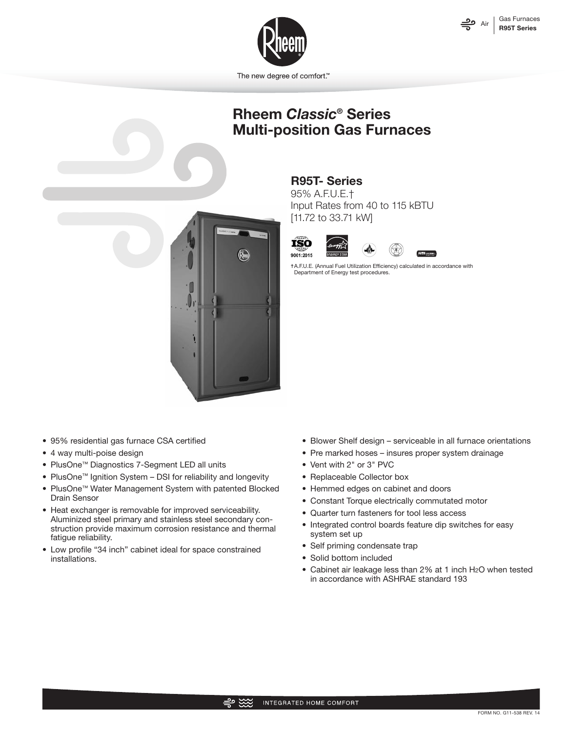# Rheem *Classic*® Series Multi-position Gas Furnaces

## R95T- Series

95% A.F.U.E.†
Input Rates from 40 to 115 kBTU
[11.72 to 33.71 kW]

†A.F.U.E. (Annual Fuel Utilization Efficiency) calculated in accordance with Department of Energy test procedures.

- 95% residential gas furnace CSA certified
- 4 way multi-poise design
- PlusOne™ Diagnostics 7-Segment LED all units
- PlusOne™ Ignition System – DSI for reliability and longevity
- PlusOne™ Water Management System with patented Blocked Drain Sensor
- Heat exchanger is removable for improved serviceability. Aluminized steel primary and stainless steel secondary construction provide maximum corrosion resistance and thermal fatigue reliability.
- Low profile "34 inch" cabinet ideal for space constrained installations.
- Blower Shelf design – serviceable in all furnace orientations
- Pre marked hoses – insures proper system drainage
- Vent with 2" or 3" PVC
- Replaceable Collector box
- Hemmed edges on cabinet and doors
- Constant Torque electrically commutated motor
- Quarter turn fasteners for tool less access
- Integrated control boards feature dip switches for easy system set up
- Self priming condensate trap
- Solid bottom included
- Cabinet air leakage less than 2% at 1 inch $H_2O$ when tested in accordance with ASHRAE standard 193

FORM NO. G11-538 REV. 14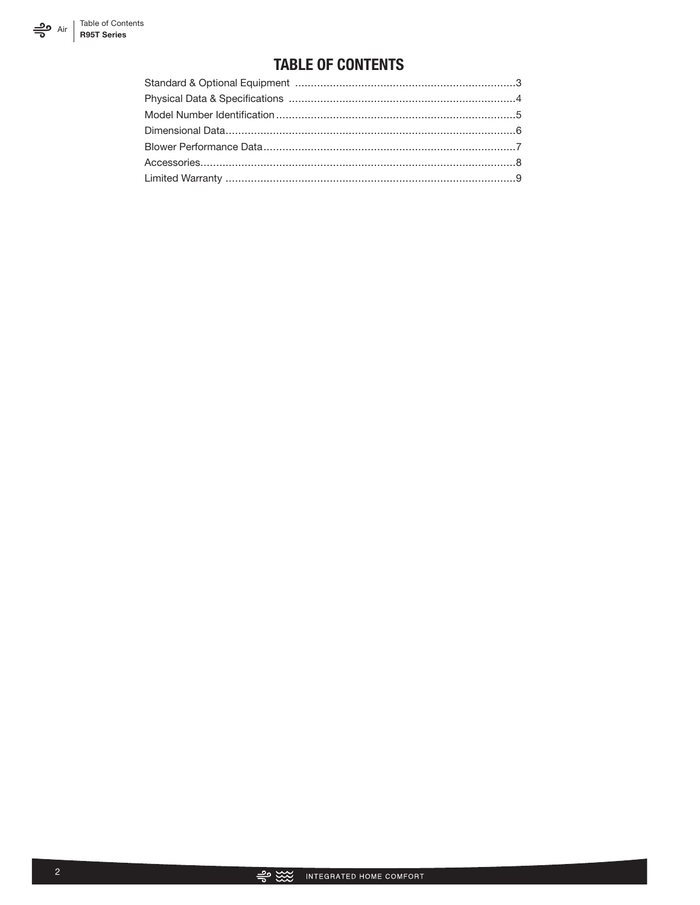# TABLE OF CONTENTS

Standard & Optional Equipment ......................................................................3
Physical Data & Specifications ........................................................................4
Model Number Identification ............................................................................5
Dimensional Data............................................................................................6
Blower Performance Data................................................................................7
Accessories.....................................................................................................8
Limited Warranty ............................................................................................9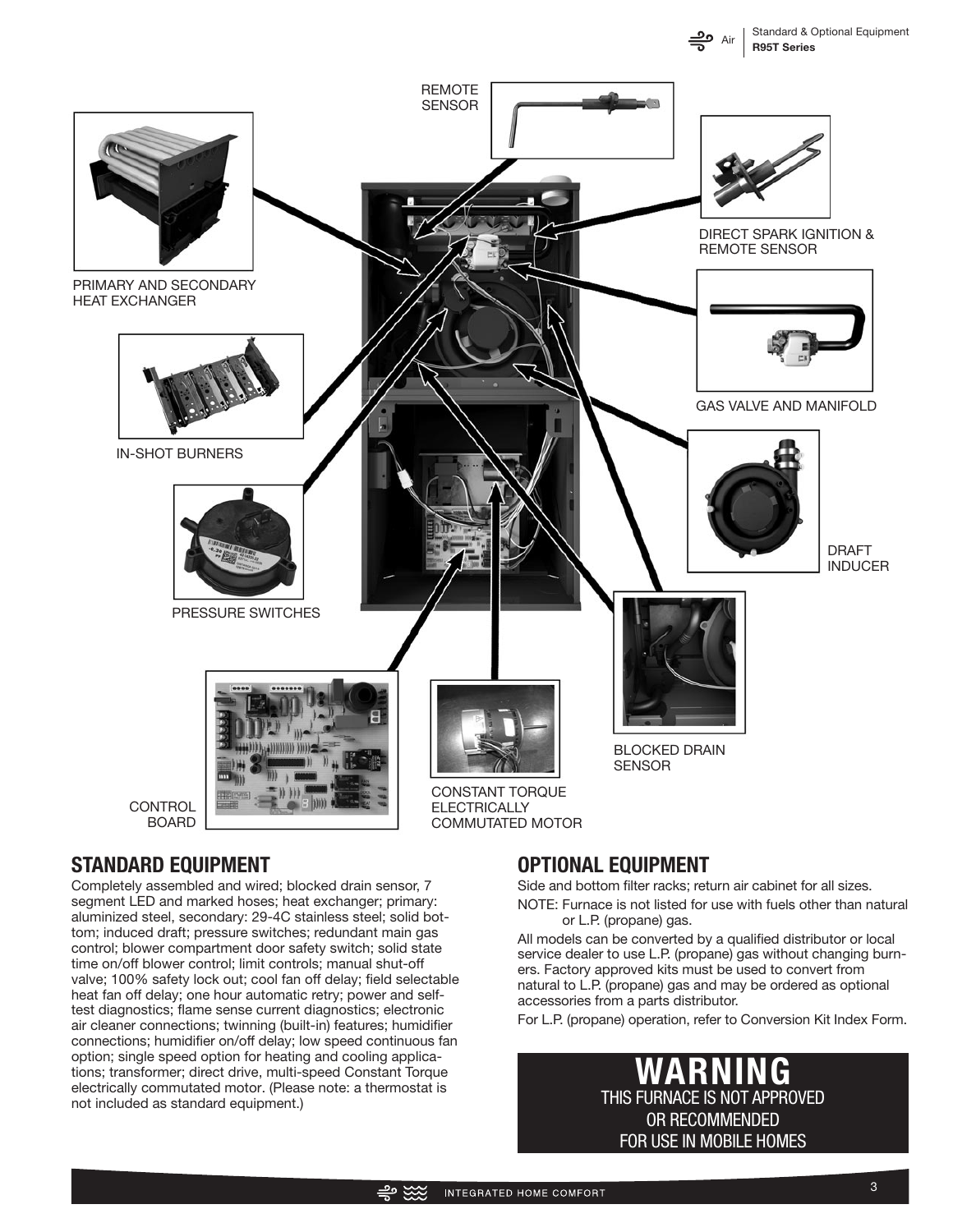REMOTE SENSOR

PRIMARY AND SECONDARY HEAT EXCHANGER

DIRECT SPARK IGNITION & REMOTE SENSOR

IN-SHOT BURNERS

GAS VALVE AND MANIFOLD

PRESSURE SWITCHES

DRAFT INDUCER

BLOCKED DRAIN SENSOR

CONTROL BOARD

CONSTANT TORQUE ELECTRICALLY COMMUTATED MOTOR

## STANDARD EQUIPMENT

Completely assembled and wired; blocked drain sensor, 7 segment LED and marked hoses; heat exchanger; primary: aluminized steel, secondary: 29-4C stainless steel; solid bottom; induced draft; pressure switches; redundant main gas control; blower compartment door safety switch; solid state time on/off blower control; limit controls; manual shut-off valve; 100% safety lock out; cool fan off delay; field selectable heat fan off delay; one hour automatic retry; power and self-test diagnostics; flame sense current diagnostics; electronic air cleaner connections; twinning (built-in) features; humidifier connections; humidifier on/off delay; low speed continuous fan option; single speed option for heating and cooling applications; transformer; direct drive, multi-speed Constant Torque electrically commutated motor. (Please note: a thermostat is not included as standard equipment.)

## OPTIONAL EQUIPMENT

Side and bottom filter racks; return air cabinet for all sizes.

NOTE: Furnace is not listed for use with fuels other than natural or L.P. (propane) gas.

All models can be converted by a qualified distributor or local service dealer to use L.P. (propane) gas without changing burners. Factory approved kits must be used to convert from natural to L.P. (propane) gas and may be ordered as optional accessories from a parts distributor.

For L.P. (propane) operation, refer to Conversion Kit Index Form.

**WARNING**
THIS FURNACE IS NOT APPROVED OR RECOMMENDED FOR USE IN MOBILE HOMES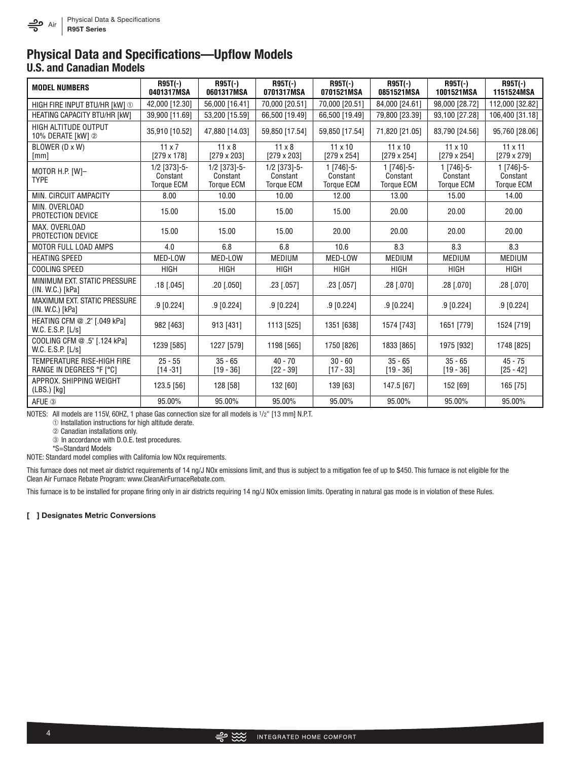# Physical Data and Specifications—Upflow Models

## U.S. and Canadian Models

| MODEL NUMBERS | R95T(-) 0401317MSA | R95T(-) 0601317MSA | R95T(-) 0701317MSA | R95T(-) 0701521MSA | R95T(-) 0851521MSA | R95T(-) 1001521MSA | R95T(-) 1151524MSA |
|---|---|---|---|---|---|---|---|
| HIGH FIRE INPUT BTU/HR [kW] ① | 42,000 [12.30] | 56,000 [16.41] | 70,000 [20.51] | 70,000 [20.51] | 84,000 [24.61] | 98,000 [28.72] | 112,000 [32.82] |
| HEATING CAPACITY BTU/HR [kW] | 39,900 [11.69] | 53,200 [15.59] | 66,500 [19.49] | 66,500 [19.49] | 79,800 [23.39] | 93,100 [27.28] | 106,400 [31.18] |
| HIGH ALTITUDE OUTPUT 10% DERATE [kW] ② | 35,910 [10.52] | 47,880 [14.03] | 59,850 [17.54] | 59,850 [17.54] | 71,820 [21.05] | 83,790 [24.56] | 95,760 [28.06] |
| BLOWER (D x W) [mm] | 11 x 7 [279 x 178] | 11 x 8 [279 x 203] | 11 x 8 [279 x 203] | 11 x 10 [279 x 254] | 11 x 10 [279 x 254] | 11 x 10 [279 x 254] | 11 x 11 [279 x 279] |
| MOTOR H.P. [W]– TYPE | 1/2 [373]-5-Constant Torque ECM | 1/2 [373]-5-Constant Torque ECM | 1/2 [373]-5-Constant Torque ECM | 1 [746]-5-Constant Torque ECM | 1 [746]-5-Constant Torque ECM | 1 [746]-5-Constant Torque ECM | 1 [746]-5-Constant Torque ECM |
| MIN. CIRCUIT AMPACITY | 8.00 | 10.00 | 10.00 | 12.00 | 13.00 | 15.00 | 14.00 |
| MIN. OVERLOAD PROTECTION DEVICE | 15.00 | 15.00 | 15.00 | 15.00 | 20.00 | 20.00 | 20.00 |
| MAX. OVERLOAD PROTECTION DEVICE | 15.00 | 15.00 | 15.00 | 20.00 | 20.00 | 20.00 | 20.00 |
| MOTOR FULL LOAD AMPS | 4.0 | 6.8 | 6.8 | 10.6 | 8.3 | 8.3 | 8.3 |
| HEATING SPEED | MED-LOW | MED-LOW | MEDIUM | MED-LOW | MEDIUM | MEDIUM | MEDIUM |
| COOLING SPEED | HIGH | HIGH | HIGH | HIGH | HIGH | HIGH | HIGH |
| MINIMUM EXT. STATIC PRESSURE (IN. W.C.) [kPa] | .18 [.045] | .20 [.050] | .23 [.057] | .23 [.057] | .28 [.070] | .28 [.070] | .28 [.070] |
| MAXIMUM EXT. STATIC PRESSURE (IN. W.C.) [kPa] | .9 [0.224] | .9 [0.224] | .9 [0.224] | .9 [0.224] | .9 [0.224] | .9 [0.224] | .9 [0.224] |
| HEATING CFM @ .2" [.049 kPa] W.C. E.S.P. [L/s] | 982 [463] | 913 [431] | 1113 [525] | 1351 [638] | 1574 [743] | 1651 [779] | 1524 [719] |
| COOLING CFM @ .5" [.124 kPa] W.C. E.S.P. [L/s] | 1239 [585] | 1227 [579] | 1198 [565] | 1750 [826] | 1833 [865] | 1975 [932] | 1748 [825] |
| TEMPERATURE RISE-HIGH FIRE RANGE IN DEGREES °F [°C] | 25 - 55 [14 -31] | 35 - 65 [19 - 36] | 40 - 70 [22 - 39] | 30 - 60 [17 - 33] | 35 - 65 [19 - 36] | 35 - 65 [19 - 36] | 45 - 75 [25 - 42] |
| APPROX. SHIPPING WEIGHT (LBS.) [kg] | 123.5 [56] | 128 [58] | 132 [60] | 139 [63] | 147.5 [67] | 152 [69] | 165 [75] |
| AFUE ③ | 95.00% | 95.00% | 95.00% | 95.00% | 95.00% | 95.00% | 95.00% |

NOTES: All models are 115V, 60HZ, 1 phase Gas connection size for all models is 1/2" [13 mm] N.P.T.

① Installation instructions for high altitude derate.

② Canadian installations only.

③ In accordance with D.O.E. test procedures.

*S=Standard Models

NOTE: Standard model complies with California low NOx requirements.

This furnace does not meet air district requirements of 14 ng/J NOx emissions limit, and thus is subject to a mitigation fee of up to $450. This furnace is not eligible for the Clean Air Furnace Rebate Program: www.CleanAirFurnaceRebate.com.

This furnace is to be installed for propane firing only in air districts requiring 14 ng/J NOx emission limits. Operating in natural gas mode is in violation of these Rules.

**[ ] Designates Metric Conversions**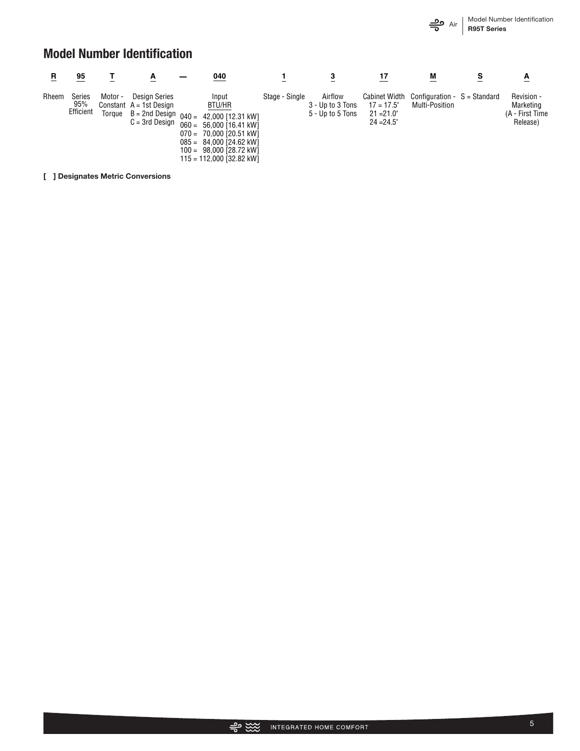## Model Number Identification

| R | 95 | T | A | — | 040 | 1 | 3 | 17 | M | S | A |
|---|---|---|---|---|---|---|---|---|---|---|---|
| Rheem | Series 95% Efficient | Motor - Constant Torque | Design Series<br>A = 1st Design<br>B = 2nd Design<br>C = 3rd Design | | Input<br>BTU/HR<br>040 = 42,000 [12.31 kW]<br>060 = 56,000 [16.41 kW]<br>070 = 70,000 [20.51 kW]<br>085 = 84,000 [24.62 kW]<br>100 = 98,000 [28.72 kW]<br>115 = 112,000 [32.82 kW] | Stage - Single | Airflow<br>3 - Up to 3 Tons<br>5 - Up to 5 Tons | Cabinet Width<br>17 = 17.5"<br>21 =21.0"<br>24 =24.5" | Configuration - Multi-Position | S = Standard | Revision - Marketing<br>(A - First Time Release) |

**[ ] Designates Metric Conversions**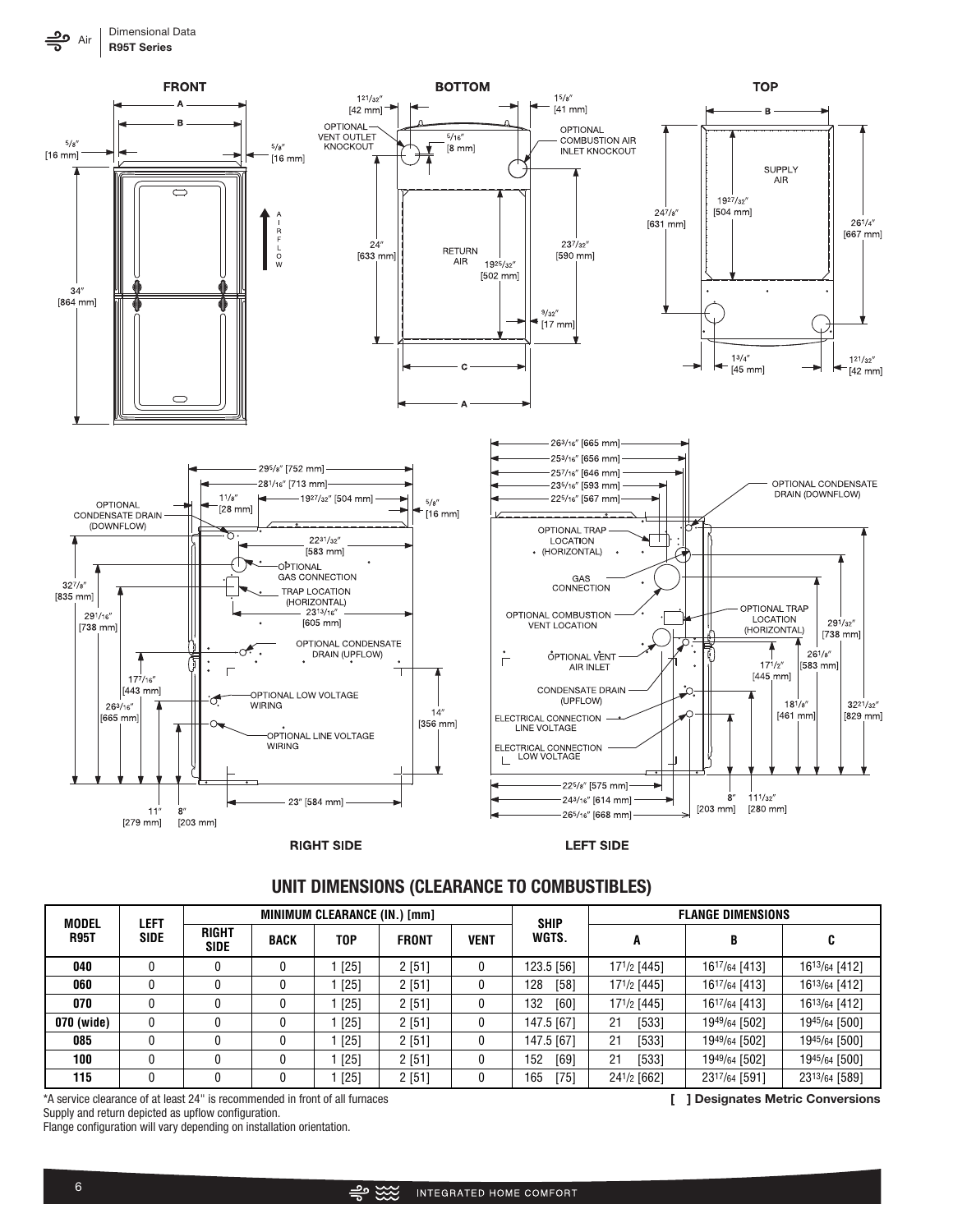## UNIT DIMENSIONS (CLEARANCE TO COMBUSTIBLES)

| MODEL R95T | LEFT SIDE | MINIMUM CLEARANCE (IN.) [mm] | | | | | SHIP WGTS. | FLANGE DIMENSIONS | | |
|---|---|---|---|---|---|---|---|---|---|---|
| | | RIGHT SIDE | BACK | TOP | FRONT | VENT | | A | B | C |
| 040 | 0 | 0 | 0 | 1 [25] | 2 [51] | 0 | 123.5 [56] | 17 1/2 [445] | 16 17/64 [413] | 16 13/64 [412] |
| 060 | 0 | 0 | 0 | 1 [25] | 2 [51] | 0 | 128 [58] | 17 1/2 [445] | 16 17/64 [413] | 16 13/64 [412] |
| 070 | 0 | 0 | 0 | 1 [25] | 2 [51] | 0 | 132 [60] | 17 1/2 [445] | 16 17/64 [413] | 16 13/64 [412] |
| 070 (wide) | 0 | 0 | 0 | 1 [25] | 2 [51] | 0 | 147.5 [67] | 21 [533] | 19 49/64 [502] | 19 45/64 [500] |
| 085 | 0 | 0 | 0 | 1 [25] | 2 [51] | 0 | 147.5 [67] | 21 [533] | 19 49/64 [502] | 19 45/64 [500] |
| 100 | 0 | 0 | 0 | 1 [25] | 2 [51] | 0 | 152 [69] | 21 [533] | 19 49/64 [502] | 19 45/64 [500] |
| 115 | 0 | 0 | 0 | 1 [25] | 2 [51] | 0 | 165 [75] | 24 1/2 [662] | 23 17/64 [591] | 23 13/64 [589] |

*A service clearance of at least 24" is recommended in front of all furnaces

Supply and return depicted as upflow configuration.

Flange configuration will vary depending on installation orientation.

**[ ] Designates Metric Conversions**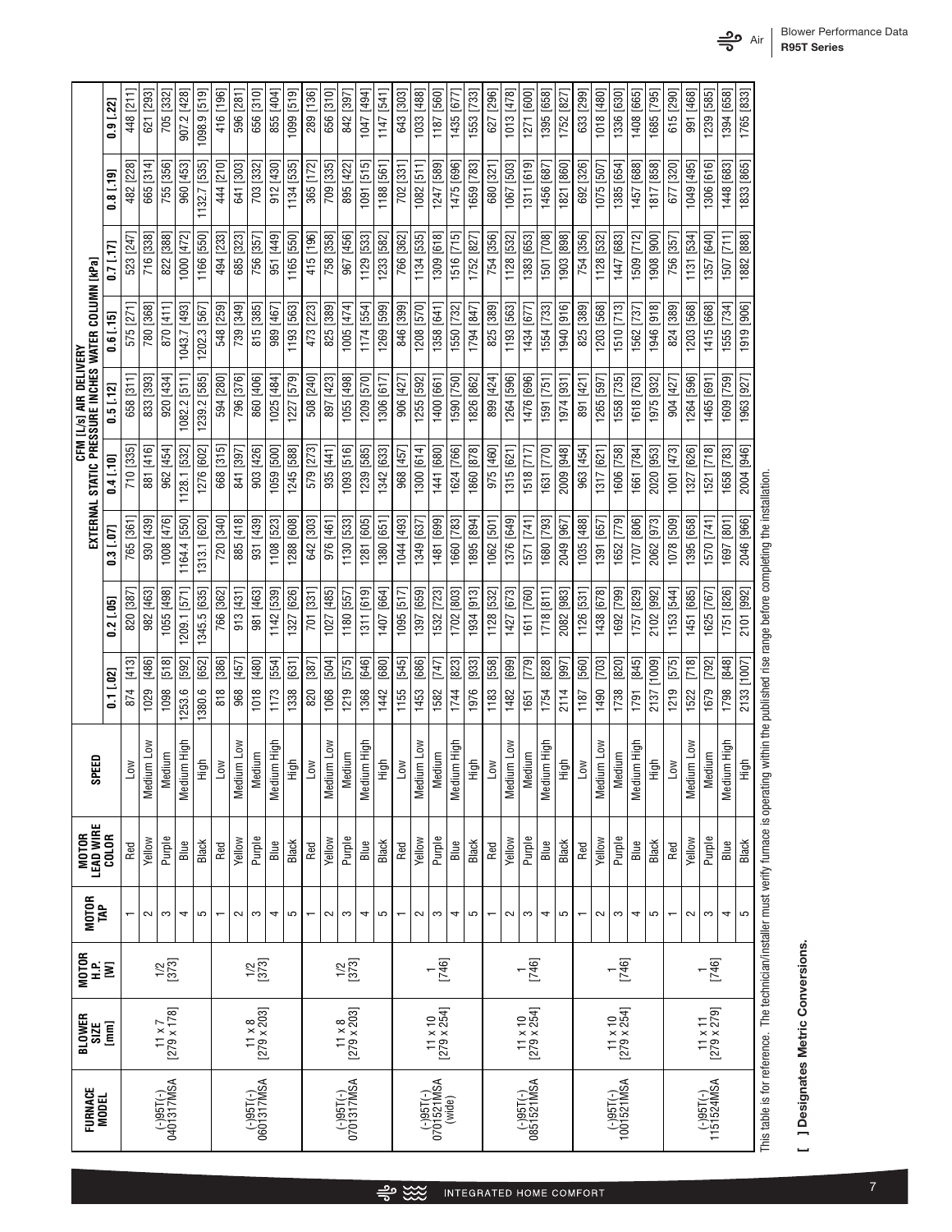| FURNACE MODEL | BLOWER SIZE [mm] | MOTOR H.P. [W] | MOTOR TAP | MOTOR LEAD WIRE COLOR | SPEED | CFM [L/s] AIR DELIVERY EXTERNAL STATIC PRESSURE INCHES WATER COLUMN [kPa] | | | | | | | | |
|---|---|---|---|---|---|---|---|---|---|---|---|---|---|---|
| | | | | | | 0.1 [.02] | 0.2 [.05] | 0.3 [.07] | 0.4 [.10] | 0.5 [.12] | 0.6 [.15] | 0.7 [.17] | 0.8 [.19] | 0.9 [.22] |
| (-)95T(-) 0401317MSA | 11 x 7 [279 x 178] | 1/2 [373] | 1 | Red | Low | 874 [413] | 820 [387] | 765 [361] | 710 [335] | 658 [311] | 575 [271] | 523 [247] | 482 [228] | 448 [211] |
| | | | 2 | Yellow | Medium Low | 1029 [486] | 982 [463] | 930 [439] | 881 [416] | 833 [393] | 780 [368] | 716 [338] | 665 [314] | 621 [293] |
| | | | 3 | Purple | Medium | 1098 [518] | 1055 [498] | 1008 [476] | 962 [454] | 920 [434] | 870 [411] | 822 [388] | 755 [356] | 705 [332] |
| | | | 4 | Blue | Medium High | 1253.6 [592] | 1209.1 [571] | 1164.4 [550] | 1128.1 [532] | 1082.2 [511] | 1043.7 [493] | 1000 [472] | 960 [453] | 907.2 [428] |
| | | | 5 | Black | High | 1380.6 [652] | 1345.5 [635] | 1313.1 [620] | 1276 [602] | 1239.2 [585] | 1202.3 [567] | 1166 [550] | 1132.7 [535] | 1098.9 [519] |
| (-)95T(-) 0601317MSA | 11 x 8 [279 x 203] | 1/2 [373] | 1 | Red | Low | 818 [386] | 766 [362] | 720 [340] | 668 [315] | 594 [280] | 548 [259] | 494 [233] | 444 [210] | 416 [196] |
| | | | 2 | Yellow | Medium Low | 968 [457] | 913 [431] | 885 [418] | 841 [397] | 796 [376] | 739 [349] | 685 [323] | 641 [303] | 596 [281] |
| | | | 3 | Purple | Medium | 1018 [480] | 981 [463] | 931 [439] | 903 [426] | 860 [406] | 815 [385] | 756 [357] | 703 [332] | 656 [310] |
| | | | 4 | Blue | Medium High | 1173 [554] | 1142 [539] | 1108 [523] | 1059 [500] | 1025 [484] | 989 [467] | 951 [449] | 912 [430] | 855 [404] |
| | | | 5 | Black | High | 1338 [631] | 1327 [626] | 1288 [608] | 1245 [588] | 1227 [579] | 1193 [563] | 1165 [550] | 1134 [535] | 1099 [519] |
| (-)95T(-) 0701317MSA | 11 x 8 [279 x 203] | 1/2 [373] | 1 | Red | Low | 820 [387] | 701 [331] | 642 [303] | 579 [273] | 508 [240] | 473 [223] | 415 [196] | 365 [172] | 289 [136] |
| | | | 2 | Yellow | Medium Low | 1068 [504] | 1027 [485] | 976 [461] | 935 [441] | 897 [423] | 825 [389] | 758 [358] | 709 [335] | 656 [310] |
| | | | 3 | Purple | Medium | 1219 [575] | 1180 [557] | 1130 [533] | 1093 [516] | 1055 [498] | 1005 [474] | 967 [456] | 895 [422] | 842 [397] |
| | | | 4 | Blue | Medium High | 1368 [646] | 1311 [619] | 1281 [605] | 1239 [585] | 1209 [570] | 1174 [554] | 1129 [533] | 1091 [515] | 1047 [494] |
| | | | 5 | Black | High | 1442 [680] | 1407 [664] | 1380 [651] | 1342 [633] | 1306 [617] | 1269 [599] | 1233 [582] | 1188 [561] | 1147 [541] |
| (-)95T(-) 0701521MSA (wide) | 11 x 10 [279 x 254] | 1 [746] | 1 | Red | Low | 1155 [545] | 1095 [517] | 1044 [493] | 968 [457] | 906 [427] | 846 [399] | 766 [362] | 702 [331] | 643 [303] |
| | | | 2 | Yellow | Medium Low | 1453 [686] | 1397 [659] | 1349 [637] | 1300 [614] | 1255 [592] | 1208 [570] | 1134 [535] | 1082 [511] | 1033 [488] |
| | | | 3 | Purple | Medium | 1582 [747] | 1532 [723] | 1481 [699] | 1441 [680] | 1400 [661] | 1358 [641] | 1309 [618] | 1247 [589] | 1187 [560] |
| | | | 4 | Blue | Medium High | 1744 [823] | 1702 [803] | 1660 [783] | 1624 [766] | 1590 [750] | 1550 [732] | 1516 [715] | 1475 [696] | 1435 [677] |
| | | | 5 | Black | High | 1976 [933] | 1934 [913] | 1895 [894] | 1860 [878] | 1826 [862] | 1794 [847] | 1752 [827] | 1659 [783] | 1553 [733] |
| (-)95T(-) 0851521MSA | 11 x 10 [279 x 254] | 1 [746] | 1 | Red | Low | 1183 [558] | 1128 [532] | 1062 [501] | 975 [460] | 899 [424] | 825 [389] | 754 [356] | 680 [321] | 627 [296] |
| | | | 2 | Yellow | Medium Low | 1482 [699] | 1427 [673] | 1376 [649] | 1315 [621] | 1264 [596] | 1193 [563] | 1128 [532] | 1067 [503] | 1013 [478] |
| | | | 3 | Purple | Medium | 1651 [779] | 1611 [760] | 1571 [741] | 1518 [717] | 1476 [696] | 1434 [677] | 1383 [653] | 1311 [619] | 1271 [600] |
| | | | 4 | Blue | Medium High | 1754 [828] | 1718 [811] | 1680 [793] | 1631 [770] | 1591 [751] | 1554 [733] | 1501 [708] | 1456 [687] | 1395 [658] |
| | | | 5 | Black | High | 2114 [997] | 2082 [983] | 2049 [967] | 2009 [948] | 1974 [931] | 1940 [916] | 1903 [898] | 1821 [860] | 1752 [827] |
| (-)95T(-) 1001521MSA | 11 x 10 [279 x 254] | 1 [746] | 1 | Red | Low | 1187 [560] | 1126 [531] | 1035 [488] | 963 [454] | 891 [421] | 825 [389] | 754 [356] | 692 [326] | 633 [299] |
| | | | 2 | Yellow | Medium Low | 1490 [703] | 1438 [678] | 1391 [657] | 1317 [621] | 1265 [597] | 1203 [568] | 1128 [532] | 1075 [507] | 1018 [480] |
| | | | 3 | Purple | Medium | 1738 [820] | 1692 [799] | 1652 [779] | 1606 [758] | 1558 [735] | 1510 [713] | 1447 [683] | 1385 [654] | 1336 [630] |
| | | | 4 | Blue | Medium High | 1791 [845] | 1757 [829] | 1707 [806] | 1661 [784] | 1618 [763] | 1562 [737] | 1509 [712] | 1457 [688] | 1408 [665] |
| | | | 5 | Black | High | 2137 [1009] | 2102 [992] | 2062 [973] | 2020 [953] | 1975 [932] | 1946 [918] | 1908 [900] | 1817 [858] | 1685 [795] |
| (-)95T(-) 1151524MSA | 11 x 11 [279 x 279] | 1 [746] | 1 | Red | Low | 1219 [575] | 1153 [544] | 1078 [509] | 1001 [473] | 904 [427] | 824 [389] | 756 [357] | 677 [320] | 615 [290] |
| | | | 2 | Yellow | Medium Low | 1522 [718] | 1451 [685] | 1395 [658] | 1327 [626] | 1264 [596] | 1203 [568] | 1131 [534] | 1049 [495] | 991 [468] |
| | | | 3 | Purple | Medium | 1679 [792] | 1625 [767] | 1570 [741] | 1521 [718] | 1465 [691] | 1415 [668] | 1357 [640] | 1306 [616] | 1239 [585] |
| | | | 4 | Blue | Medium High | 1798 [848] | 1751 [826] | 1697 [801] | 1658 [783] | 1609 [759] | 1555 [734] | 1507 [711] | 1448 [683] | 1394 [658] |
| | | | 5 | Black | High | 2133 [1007] | 2101 [992] | 2046 [966] | 2004 [946] | 1963 [927] | 1919 [906] | 1882 [888] | 1833 [865] | 1765 [833] |

This table is for reference. The technician/installer must verify furnace is operating within the published rise range before completing the installation.

**[ ] Designates Metric Conversions.**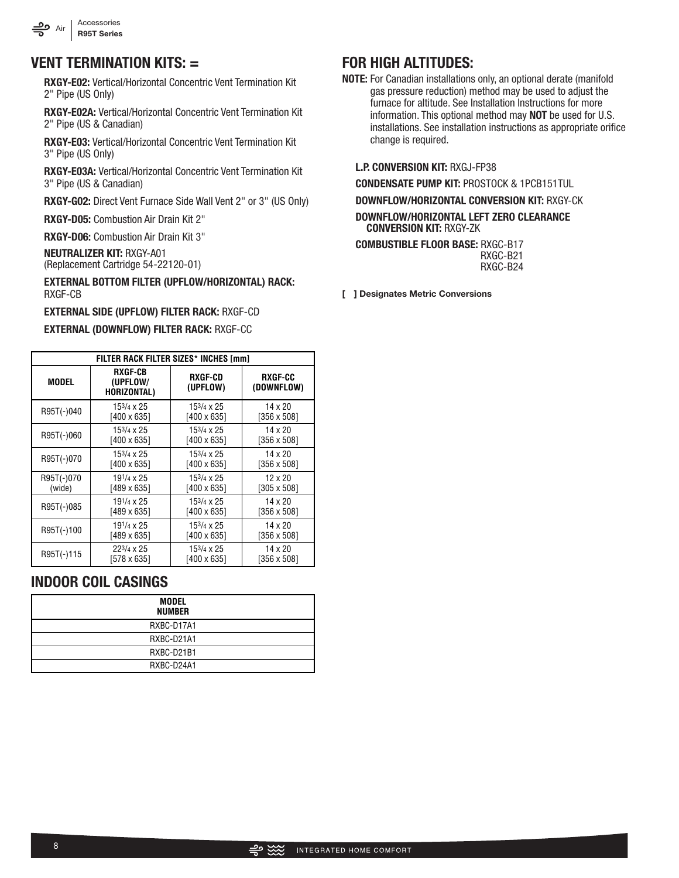## VENT TERMINATION KITS: =

**RXGY-E02:** Vertical/Horizontal Concentric Vent Termination Kit 2" Pipe (US Only)

**RXGY-E02A:** Vertical/Horizontal Concentric Vent Termination Kit 2" Pipe (US & Canadian)

**RXGY-E03:** Vertical/Horizontal Concentric Vent Termination Kit 3" Pipe (US Only)

**RXGY-E03A:** Vertical/Horizontal Concentric Vent Termination Kit 3" Pipe (US & Canadian)

**RXGY-G02:** Direct Vent Furnace Side Wall Vent 2" or 3" (US Only)

**RXGY-D05:** Combustion Air Drain Kit 2"

**RXGY-D06:** Combustion Air Drain Kit 3"

**NEUTRALIZER KIT:** RXGY-A01
(Replacement Cartridge 54-22120-01)

**EXTERNAL BOTTOM FILTER (UPFLOW/HORIZONTAL) RACK:** RXGF-CB

**EXTERNAL SIDE (UPFLOW) FILTER RACK:** RXGF-CD

**EXTERNAL (DOWNFLOW) FILTER RACK:** RXGF-CC

| FILTER RACK FILTER SIZES* INCHES [mm] | | | |
|---|---|---|---|
| MODEL | RXGF-CB (UPFLOW/ HORIZONTAL) | RXGF-CD (UPFLOW) | RXGF-CC (DOWNFLOW) |
| R95T(-)040 | 15 3/4 x 25 [400 x 635] | 15 3/4 x 25 [400 x 635] | 14 x 20 [356 x 508] |
| R95T(-)060 | 15 3/4 x 25 [400 x 635] | 15 3/4 x 25 [400 x 635] | 14 x 20 [356 x 508] |
| R95T(-)070 | 15 3/4 x 25 [400 x 635] | 15 3/4 x 25 [400 x 635] | 14 x 20 [356 x 508] |
| R95T(-)070 (wide) | 19 1/4 x 25 [489 x 635] | 15 3/4 x 25 [400 x 635] | 12 x 20 [305 x 508] |
| R95T(-)085 | 19 1/4 x 25 [489 x 635] | 15 3/4 x 25 [400 x 635] | 14 x 20 [356 x 508] |
| R95T(-)100 | 19 1/4 x 25 [489 x 635] | 15 3/4 x 25 [400 x 635] | 14 x 20 [356 x 508] |
| R95T(-)115 | 22 3/4 x 25 [578 x 635] | 15 3/4 x 25 [400 x 635] | 14 x 20 [356 x 508] |

## INDOOR COIL CASINGS

| MODEL NUMBER |
|---|
| RXBC-D17A1 |
| RXBC-D21A1 |
| RXBC-D21B1 |
| RXBC-D24A1 |

## FOR HIGH ALTITUDES:

**NOTE:** For Canadian installations only, an optional derate (manifold gas pressure reduction) method may be used to adjust the furnace for altitude. See Installation Instructions for more information. This optional method may **NOT** be used for U.S. installations. See installation instructions as appropriate orifice change is required.

**L.P. CONVERSION KIT:** RXGJ-FP38

**CONDENSATE PUMP KIT:** PROSTOCK & 1PCB151TUL

**DOWNFLOW/HORIZONTAL CONVERSION KIT:** RXGY-CK

**DOWNFLOW/HORIZONTAL LEFT ZERO CLEARANCE CONVERSION KIT:** RXGY-ZK

**COMBUSTIBLE FLOOR BASE:** RXGC-B17
RXGC-B21
RXGC-B24

**[ ] Designates Metric Conversions**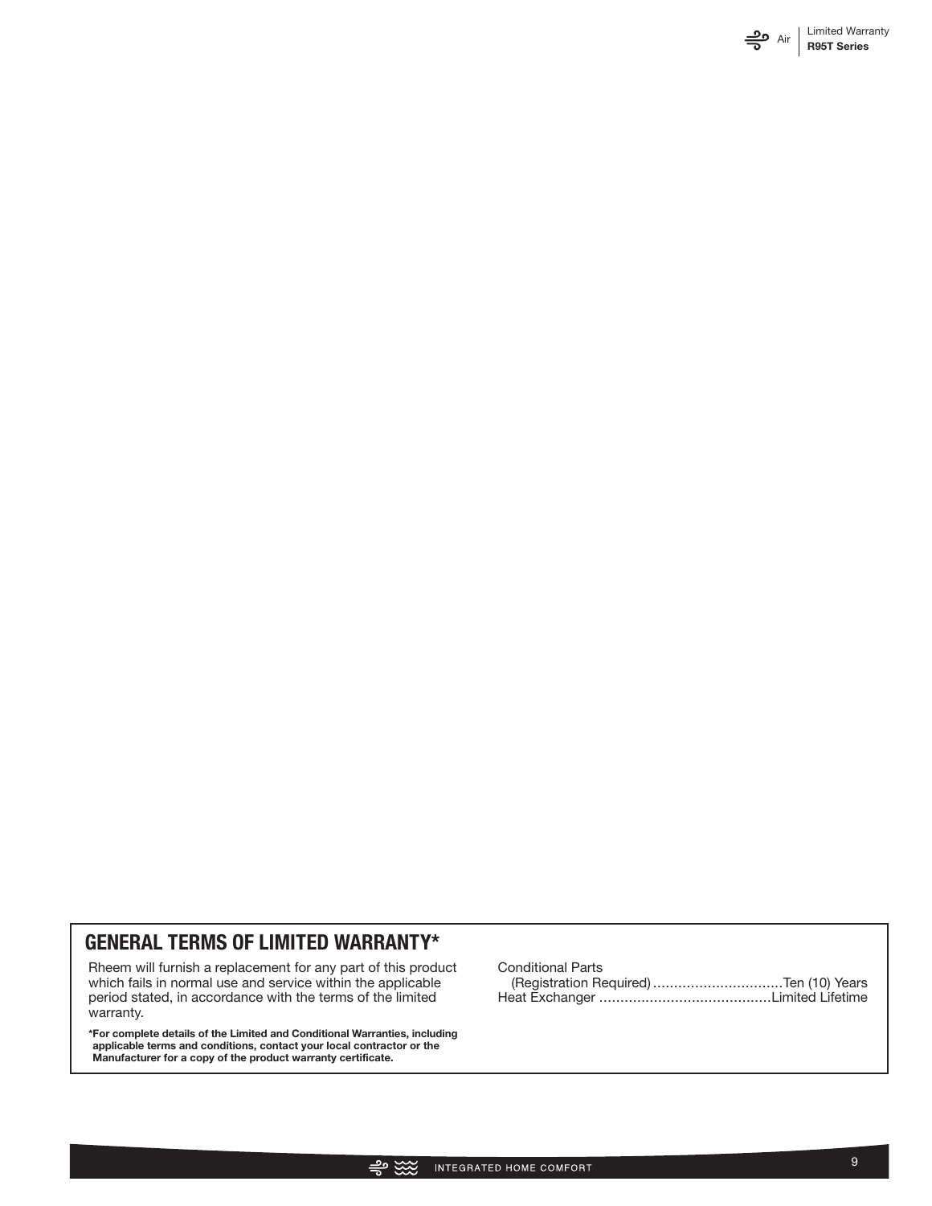## GENERAL TERMS OF LIMITED WARRANTY*

Rheem will furnish a replacement for any part of this product which fails in normal use and service within the applicable period stated, in accordance with the terms of the limited warranty.

**\*For complete details of the Limited and Conditional Warranties, including applicable terms and conditions, contact your local contractor or the Manufacturer for a copy of the product warranty certificate.**

Conditional Parts
(Registration Required) ............................... Ten (10) Years
Heat Exchanger ......................................... Limited Lifetime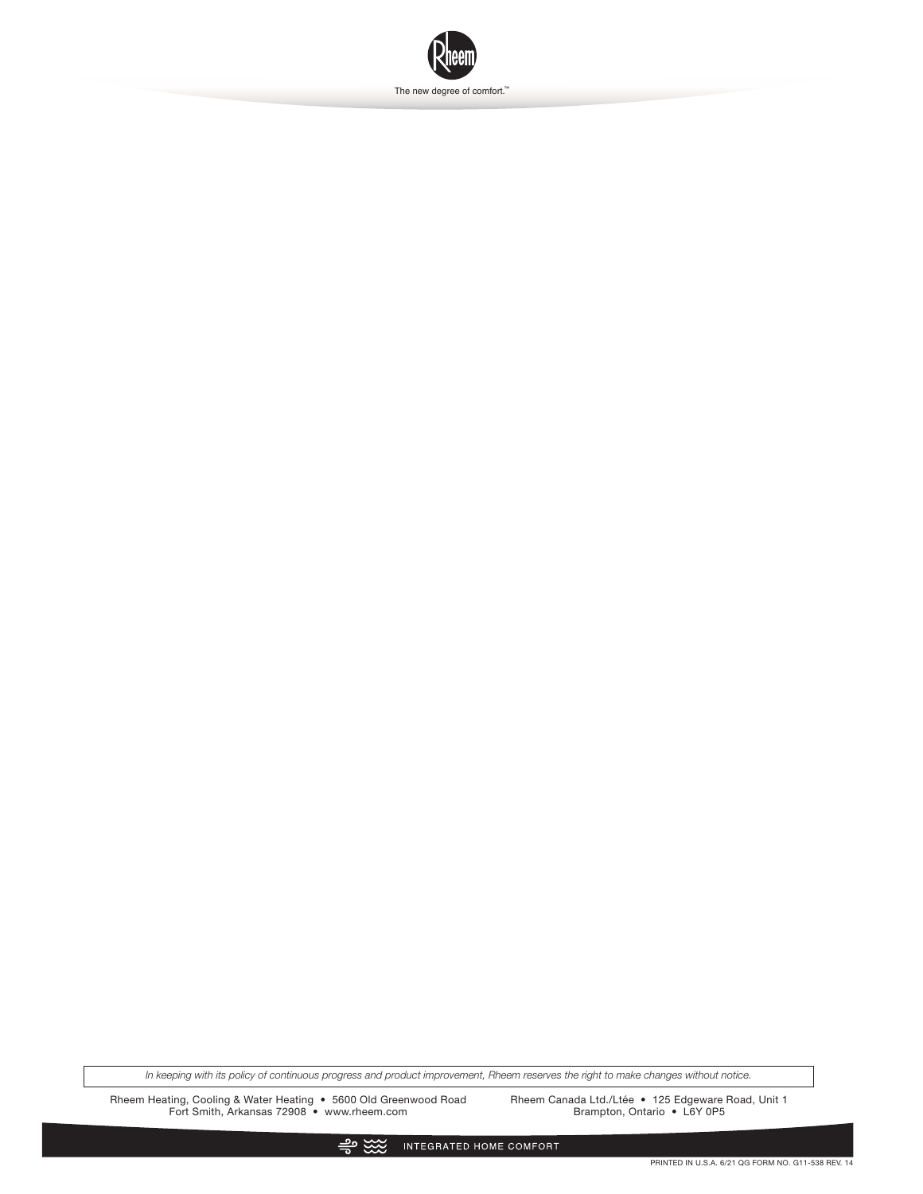The new degree of comfort.™

*In keeping with its policy of continuous progress and product improvement, Rheem reserves the right to make changes without notice.*

Rheem Heating, Cooling & Water Heating • 5600 Old Greenwood Road
Fort Smith, Arkansas 72908 • www.rheem.com

Rheem Canada Ltd./Ltée • 125 Edgeware Road, Unit 1
Brampton, Ontario • L6Y 0P5

INTEGRATED HOME COMFORT

PRINTED IN U.S.A. 6/21 QG FORM NO. G11-538 REV. 14